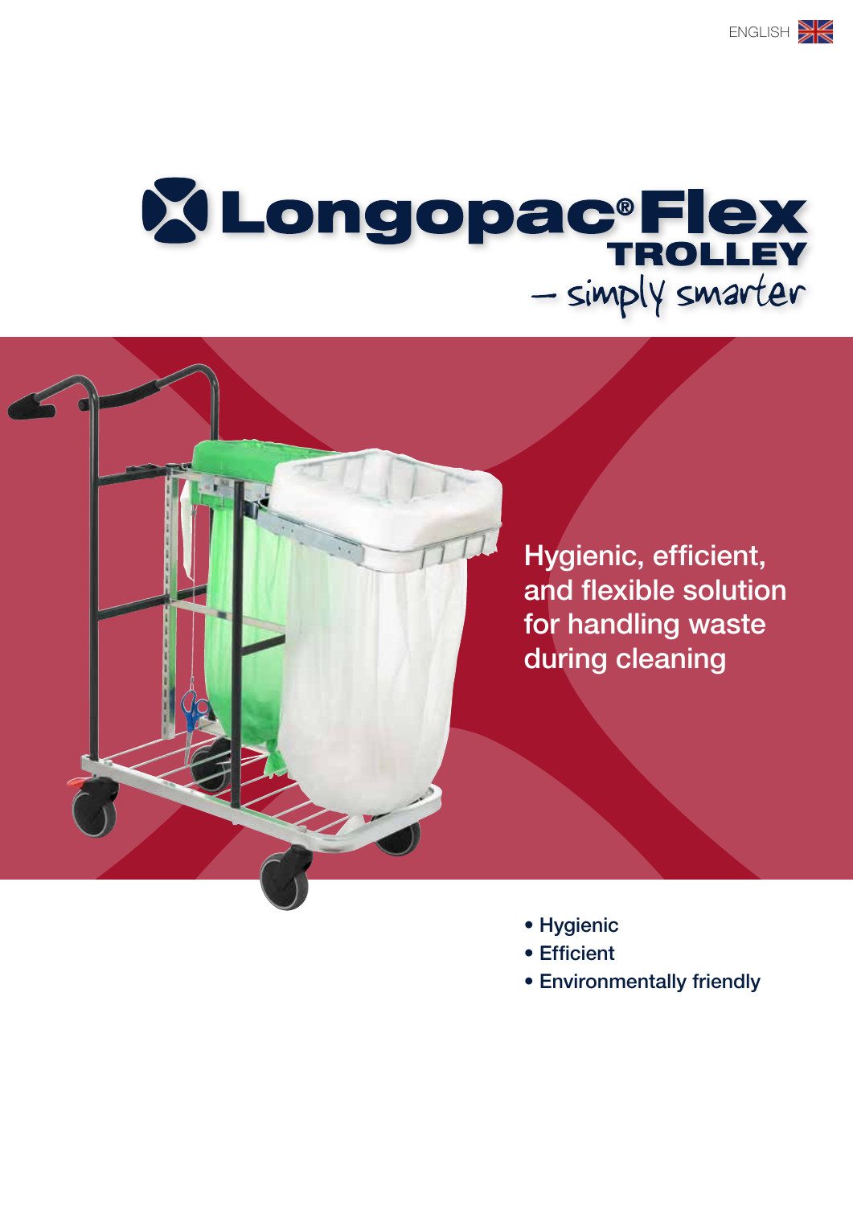ENGLISH

# Longopac® Flex TROLLEY

– simply smarter

Hygienic, efficient, and flexible solution for handling waste during cleaning

- Hygienic
- Efficient
- Environmentally friendly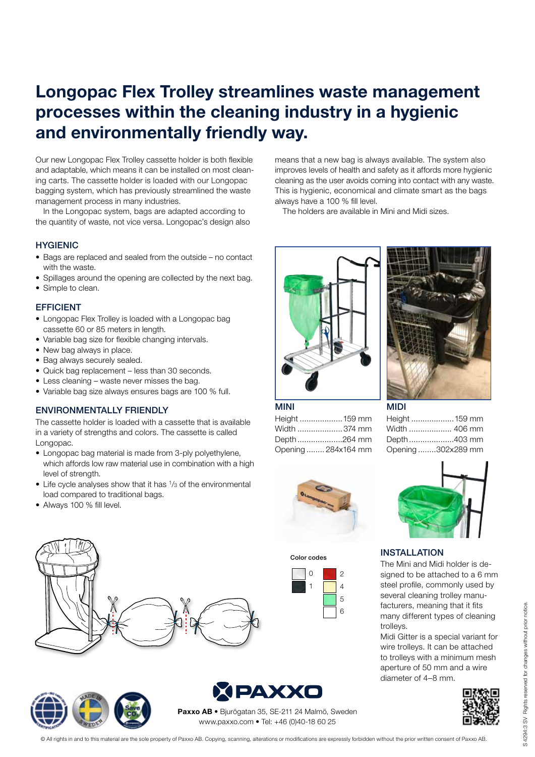# Longopac Flex Trolley streamlines waste management processes within the cleaning industry in a hygienic and environmentally friendly way.

Our new Longopac Flex Trolley cassette holder is both flexible and adaptable, which means it can be installed on most cleaning carts. The cassette holder is loaded with our Longopac bagging system, which has previously streamlined the waste management process in many industries.

In the Longopac system, bags are adapted according to the quantity of waste, not vice versa. Longopac's design also means that a new bag is always available. The system also improves levels of health and safety as it affords more hygienic cleaning as the user avoids coming into contact with any waste. This is hygienic, economical and climate smart as the bags always have a 100 % fill level.

The holders are available in Mini and Midi sizes.

## HYGIENIC

- Bags are replaced and sealed from the outside – no contact with the waste.
- Spillages around the opening are collected by the next bag.
- Simple to clean.

## EFFICIENT

- Longopac Flex Trolley is loaded with a Longopac bag cassette 60 or 85 meters in length.
- Variable bag size for flexible changing intervals.
- New bag always in place.
- Bag always securely sealed.
- Quick bag replacement – less than 30 seconds.
- Less cleaning – waste never misses the bag.
- Variable bag size always ensures bags are 100 % full.

## ENVIRONMENTALLY FRIENDLY

The cassette holder is loaded with a cassette that is available in a variety of strengths and colors. The cassette is called Longopac.

- Longopac bag material is made from 3-ply polyethylene, which affords low raw material use in combination with a high level of strength.
- Life cycle analyses show that it has 1/3 of the environmental load compared to traditional bags.
- Always 100 % fill level.

## MINI

Height .................. 159 mm
Width .................... 374 mm
Depth ....................264 mm
Opening ........ 284x164 mm

## MIDI

Height .................. 159 mm
Width ................... 406 mm
Depth ....................403 mm
Opening ........302x289 mm

Color codes

0, 1, 2, 4, 5, 6

## INSTALLATION

The Mini and Midi holder is designed to be attached to a 6 mm steel profile, commonly used by several cleaning trolley manufacturers, meaning that it fits many different types of cleaning trolleys.

Midi Gitter is a special variant for wire trolleys. It can be attached to trolleys with a minimum mesh aperture of 50 mm and a wire diameter of 4–8 mm.

**Paxxo AB** • Bjurögatan 35, SE-211 24 Malmö, Sweden
www.paxxo.com • Tel: +46 (0)40-18 60 25

S 4294:3 SV Rights reserved for changes without prior notice.

© All rights in and to this material are the sole property of Paxxo AB. Copying, scanning, alterations or modifications are expressly forbidden without the prior written consent of Paxxo AB.